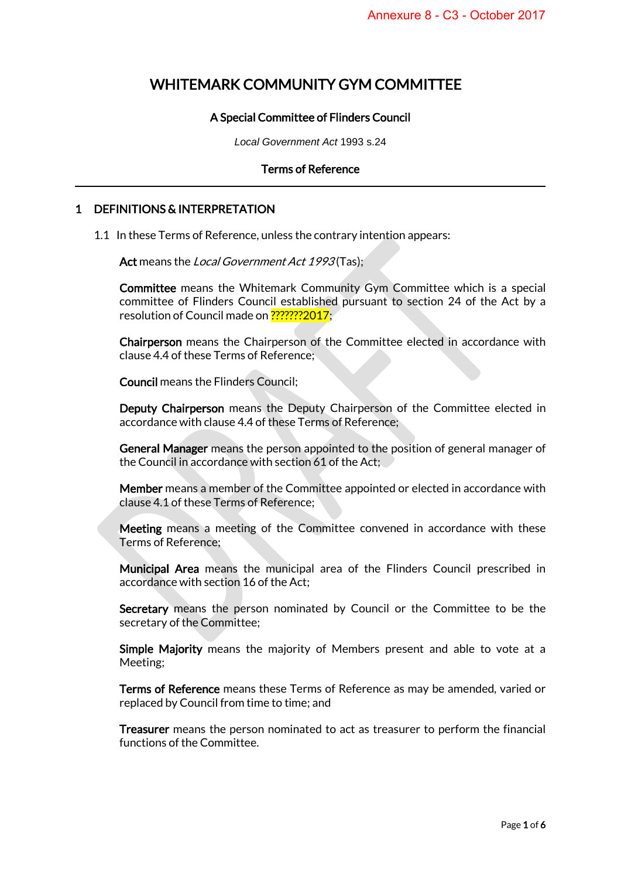Annexure 8 - C3 - October 2017

# WHITEMARK COMMUNITY GYM COMMITTEE

**A Special Committee of Flinders Council**

*Local Government Act* 1993 s.24

**Terms of Reference**

---

## 1 DEFINITIONS & INTERPRETATION

1.1 In these Terms of Reference, unless the contrary intention appears:

**Act** means the *Local Government Act 1993* (Tas);

**Committee** means the Whitemark Community Gym Committee which is a special committee of Flinders Council established pursuant to section 24 of the Act by a resolution of Council made on ???????2017;

**Chairperson** means the Chairperson of the Committee elected in accordance with clause 4.4 of these Terms of Reference;

**Council** means the Flinders Council;

**Deputy Chairperson** means the Deputy Chairperson of the Committee elected in accordance with clause 4.4 of these Terms of Reference;

**General Manager** means the person appointed to the position of general manager of the Council in accordance with section 61 of the Act;

**Member** means a member of the Committee appointed or elected in accordance with clause 4.1 of these Terms of Reference;

**Meeting** means a meeting of the Committee convened in accordance with these Terms of Reference;

**Municipal Area** means the municipal area of the Flinders Council prescribed in accordance with section 16 of the Act;

**Secretary** means the person nominated by Council or the Committee to be the secretary of the Committee;

**Simple Majority** means the majority of Members present and able to vote at a Meeting;

**Terms of Reference** means these Terms of Reference as may be amended, varied or replaced by Council from time to time; and

**Treasurer** means the person nominated to act as treasurer to perform the financial functions of the Committee.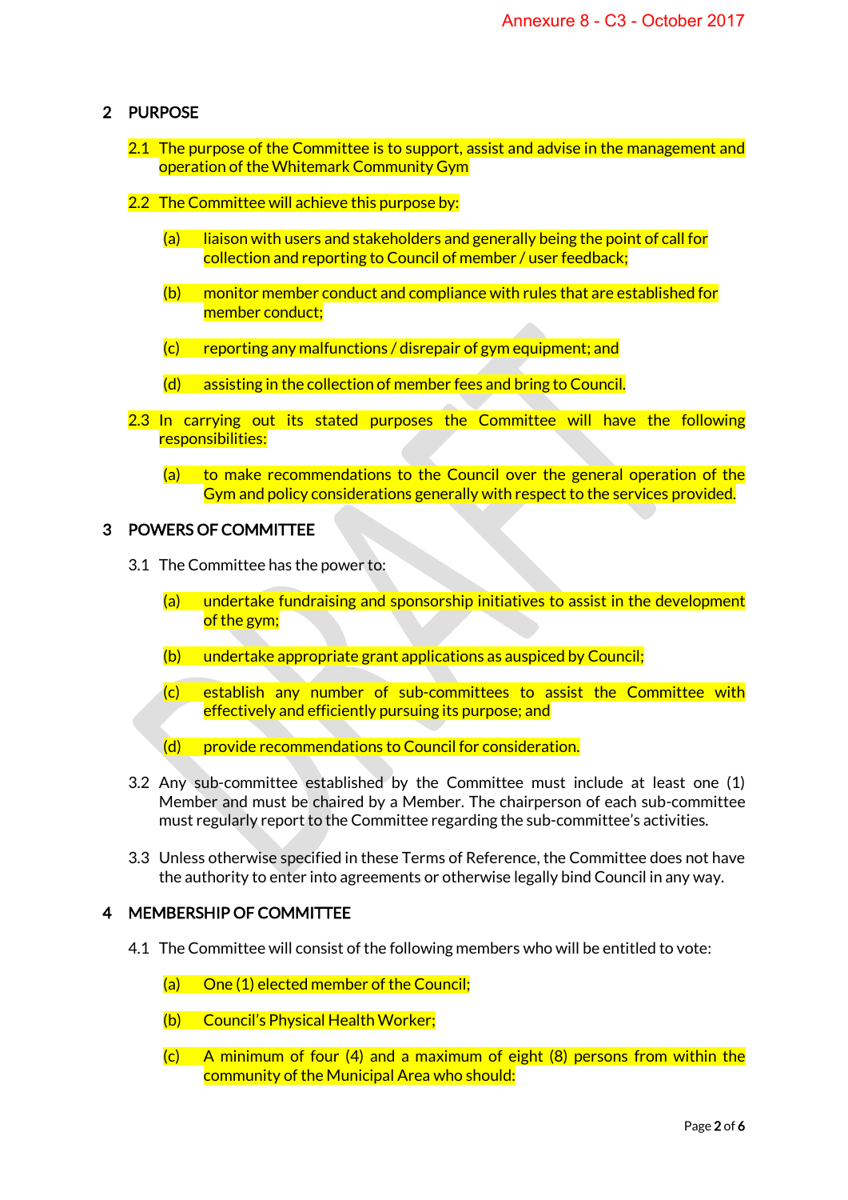## 2 PURPOSE

2.1 The purpose of the Committee is to support, assist and advise in the management and operation of the Whitemark Community Gym

2.2 The Committee will achieve this purpose by:

(a) liaison with users and stakeholders and generally being the point of call for collection and reporting to Council of member / user feedback;

(b) monitor member conduct and compliance with rules that are established for member conduct;

(c) reporting any malfunctions / disrepair of gym equipment; and

(d) assisting in the collection of member fees and bring to Council.

2.3 In carrying out its stated purposes the Committee will have the following responsibilities:

(a) to make recommendations to the Council over the general operation of the Gym and policy considerations generally with respect to the services provided.

## 3 POWERS OF COMMITTEE

3.1 The Committee has the power to:

(a) undertake fundraising and sponsorship initiatives to assist in the development of the gym;

(b) undertake appropriate grant applications as auspiced by Council;

(c) establish any number of sub-committees to assist the Committee with effectively and efficiently pursuing its purpose; and

(d) provide recommendations to Council for consideration.

3.2 Any sub-committee established by the Committee must include at least one (1) Member and must be chaired by a Member. The chairperson of each sub-committee must regularly report to the Committee regarding the sub-committee's activities.

3.3 Unless otherwise specified in these Terms of Reference, the Committee does not have the authority to enter into agreements or otherwise legally bind Council in any way.

## 4 MEMBERSHIP OF COMMITTEE

4.1 The Committee will consist of the following members who will be entitled to vote:

(a) One (1) elected member of the Council;

(b) Council's Physical Health Worker;

(c) A minimum of four (4) and a maximum of eight (8) persons from within the community of the Municipal Area who should: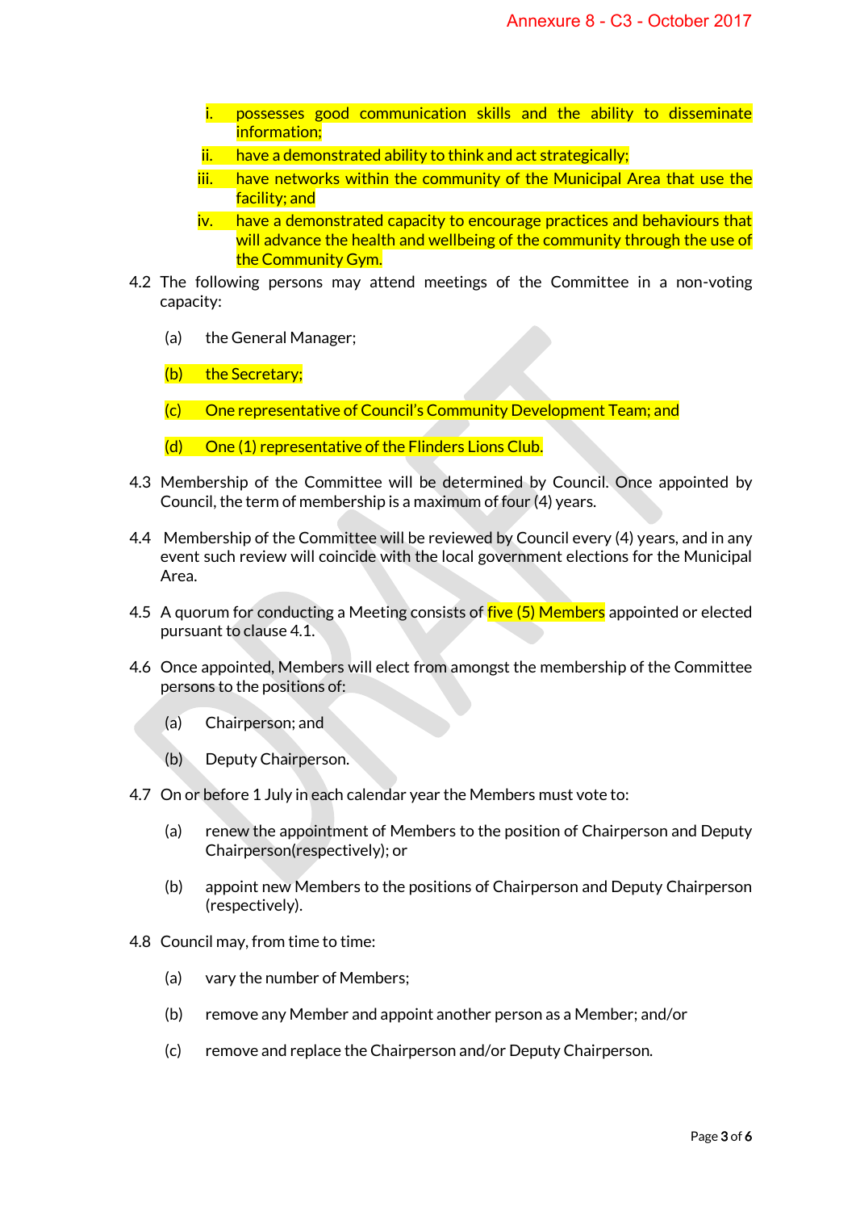i. possesses good communication skills and the ability to disseminate information;
ii. have a demonstrated ability to think and act strategically;
iii. have networks within the community of the Municipal Area that use the facility; and
iv. have a demonstrated capacity to encourage practices and behaviours that will advance the health and wellbeing of the community through the use of the Community Gym.

4.2 The following persons may attend meetings of the Committee in a non-voting capacity:

(a) the General Manager;

(b) the Secretary;

(c) One representative of Council's Community Development Team; and

(d) One (1) representative of the Flinders Lions Club.

4.3 Membership of the Committee will be determined by Council. Once appointed by Council, the term of membership is a maximum of four (4) years.

4.4 Membership of the Committee will be reviewed by Council every (4) years, and in any event such review will coincide with the local government elections for the Municipal Area.

4.5 A quorum for conducting a Meeting consists of five (5) Members appointed or elected pursuant to clause 4.1.

4.6 Once appointed, Members will elect from amongst the membership of the Committee persons to the positions of:

(a) Chairperson; and

(b) Deputy Chairperson.

4.7 On or before 1 July in each calendar year the Members must vote to:

(a) renew the appointment of Members to the position of Chairperson and Deputy Chairperson(respectively); or

(b) appoint new Members to the positions of Chairperson and Deputy Chairperson (respectively).

4.8 Council may, from time to time:

(a) vary the number of Members;

(b) remove any Member and appoint another person as a Member; and/or

(c) remove and replace the Chairperson and/or Deputy Chairperson.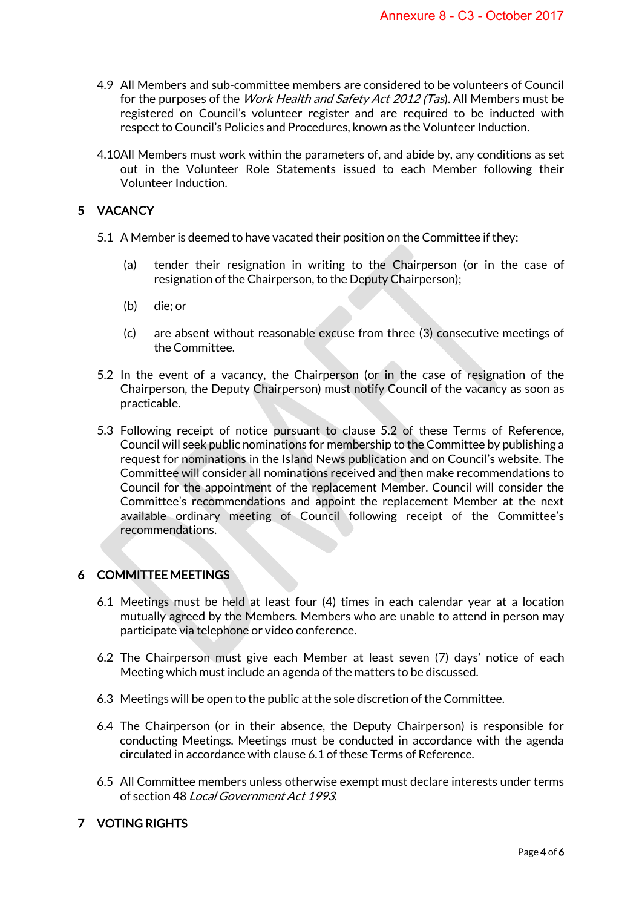4.9 All Members and sub-committee members are considered to be volunteers of Council for the purposes of the *Work Health and Safety Act 2012 (Tas)*. All Members must be registered on Council's volunteer register and are required to be inducted with respect to Council's Policies and Procedures, known as the Volunteer Induction.

4.10 All Members must work within the parameters of, and abide by, any conditions as set out in the Volunteer Role Statements issued to each Member following their Volunteer Induction.

## 5 VACANCY

5.1 A Member is deemed to have vacated their position on the Committee if they:

(a) tender their resignation in writing to the Chairperson (or in the case of resignation of the Chairperson, to the Deputy Chairperson);

(b) die; or

(c) are absent without reasonable excuse from three (3) consecutive meetings of the Committee.

5.2 In the event of a vacancy, the Chairperson (or in the case of resignation of the Chairperson, the Deputy Chairperson) must notify Council of the vacancy as soon as practicable.

5.3 Following receipt of notice pursuant to clause 5.2 of these Terms of Reference, Council will seek public nominations for membership to the Committee by publishing a request for nominations in the Island News publication and on Council's website. The Committee will consider all nominations received and then make recommendations to Council for the appointment of the replacement Member. Council will consider the Committee's recommendations and appoint the replacement Member at the next available ordinary meeting of Council following receipt of the Committee's recommendations.

## 6 COMMITTEE MEETINGS

6.1 Meetings must be held at least four (4) times in each calendar year at a location mutually agreed by the Members. Members who are unable to attend in person may participate via telephone or video conference.

6.2 The Chairperson must give each Member at least seven (7) days' notice of each Meeting which must include an agenda of the matters to be discussed.

6.3 Meetings will be open to the public at the sole discretion of the Committee.

6.4 The Chairperson (or in their absence, the Deputy Chairperson) is responsible for conducting Meetings. Meetings must be conducted in accordance with the agenda circulated in accordance with clause 6.1 of these Terms of Reference.

6.5 All Committee members unless otherwise exempt must declare interests under terms of section 48 *Local Government Act 1993*.

## 7 VOTING RIGHTS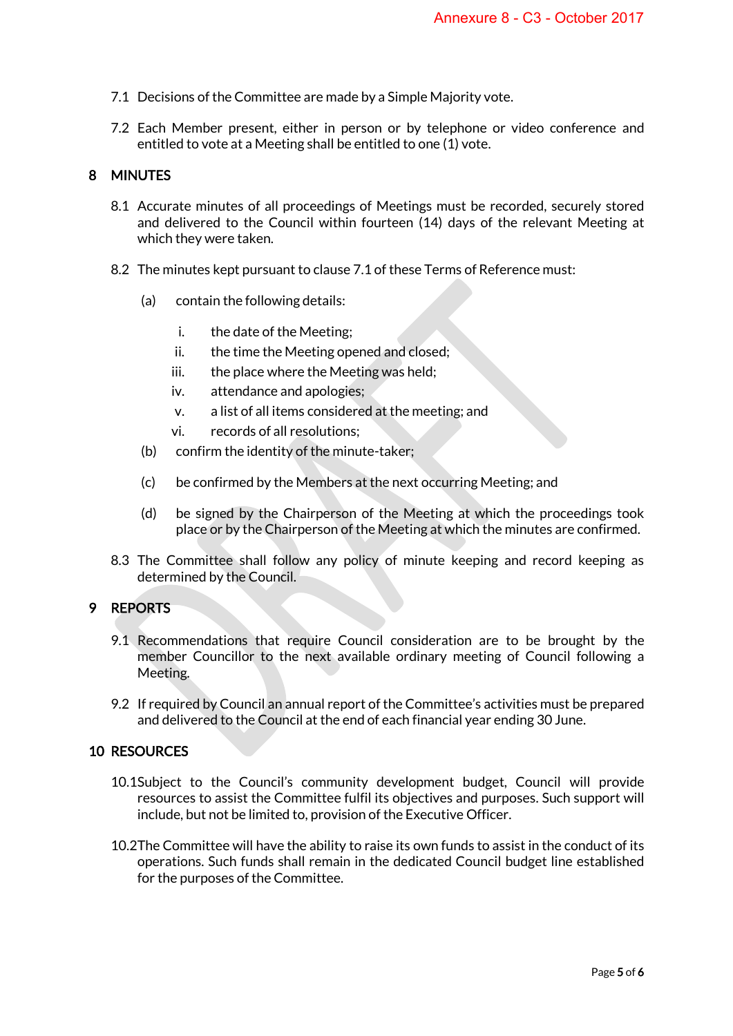7.1 Decisions of the Committee are made by a Simple Majority vote.

7.2 Each Member present, either in person or by telephone or video conference and entitled to vote at a Meeting shall be entitled to one (1) vote.

## 8 MINUTES

8.1 Accurate minutes of all proceedings of Meetings must be recorded, securely stored and delivered to the Council within fourteen (14) days of the relevant Meeting at which they were taken.

8.2 The minutes kept pursuant to clause 7.1 of these Terms of Reference must:

(a) contain the following details:

i. the date of the Meeting;
ii. the time the Meeting opened and closed;
iii. the place where the Meeting was held;
iv. attendance and apologies;
v. a list of all items considered at the meeting; and
vi. records of all resolutions;

(b) confirm the identity of the minute-taker;

(c) be confirmed by the Members at the next occurring Meeting; and

(d) be signed by the Chairperson of the Meeting at which the proceedings took place or by the Chairperson of the Meeting at which the minutes are confirmed.

8.3 The Committee shall follow any policy of minute keeping and record keeping as determined by the Council.

## 9 REPORTS

9.1 Recommendations that require Council consideration are to be brought by the member Councillor to the next available ordinary meeting of Council following a Meeting.

9.2 If required by Council an annual report of the Committee's activities must be prepared and delivered to the Council at the end of each financial year ending 30 June.

## 10 RESOURCES

10.1 Subject to the Council's community development budget, Council will provide resources to assist the Committee fulfil its objectives and purposes. Such support will include, but not be limited to, provision of the Executive Officer.

10.2 The Committee will have the ability to raise its own funds to assist in the conduct of its operations. Such funds shall remain in the dedicated Council budget line established for the purposes of the Committee.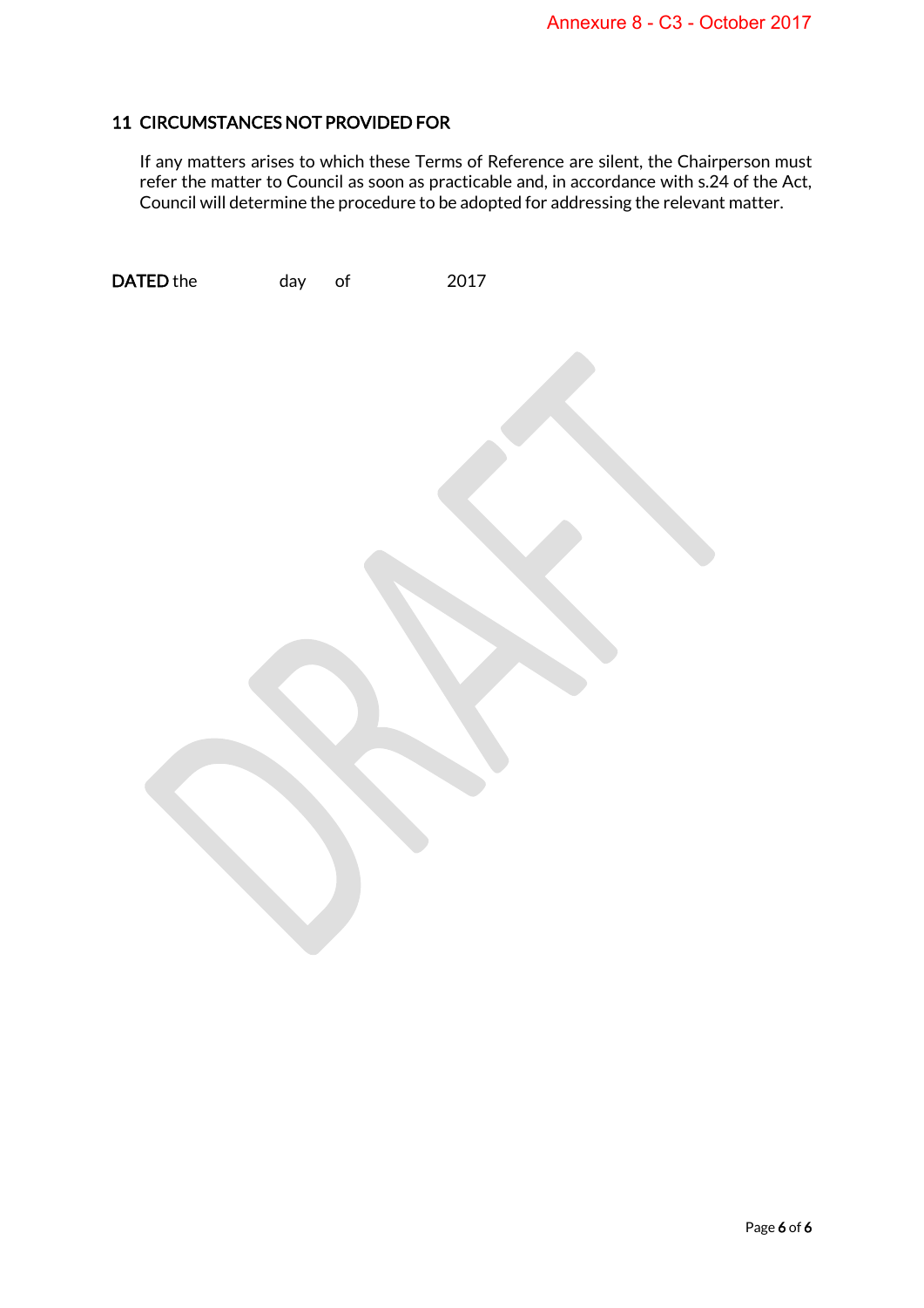## 11 CIRCUMSTANCES NOT PROVIDED FOR

If any matters arises to which these Terms of Reference are silent, the Chairperson must refer the matter to Council as soon as practicable and, in accordance with s.24 of the Act, Council will determine the procedure to be adopted for addressing the relevant matter.

**DATED** the day of 2017